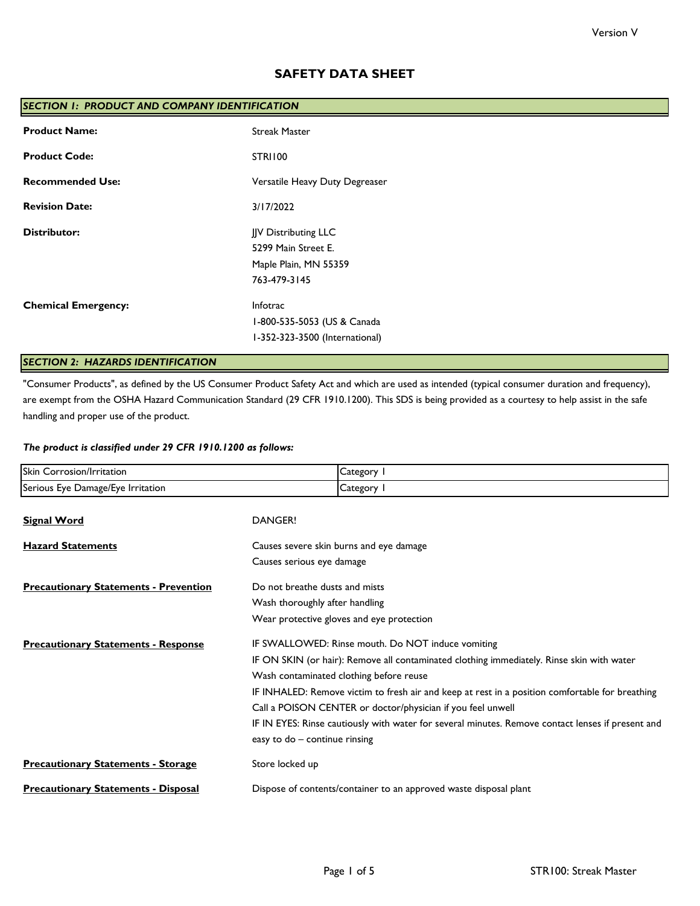Version V

# SAFETY DATA SHEET

## SECTION 1: PRODUCT AND COMPANY IDENTIFICATION

**Product Name:** Streak Master

**Product Code:** STRI100

**Recommended Use:** Versatile Heavy Duty Degreaser

**Revision Date:** 3/17/2022

**Distributor:**
JJV Distributing LLC
5299 Main Street E.
Maple Plain, MN 55359
763-479-3145

**Chemical Emergency:**
Infotrac
1-800-535-5053 (US & Canada
1-352-323-3500 (International)

## SECTION 2: HAZARDS IDENTIFICATION

"Consumer Products", as defined by the US Consumer Product Safety Act and which are used as intended (typical consumer duration and frequency), are exempt from the OSHA Hazard Communication Standard (29 CFR 1910.1200). This SDS is being provided as a courtesy to help assist in the safe handling and proper use of the product.

***The product is classified under 29 CFR 1910.1200 as follows:***

| Hazard | Category |
|---|---|
| Skin Corrosion/Irritation | Category 1 |
| Serious Eye Damage/Eye Irritation | Category 1 |

**Signal Word**
DANGER!

**Hazard Statements**
Causes severe skin burns and eye damage
Causes serious eye damage

**Precautionary Statements - Prevention**
Do not breathe dusts and mists
Wash thoroughly after handling
Wear protective gloves and eye protection

**Precautionary Statements - Response**
IF SWALLOWED: Rinse mouth. Do NOT induce vomiting
IF ON SKIN (or hair): Remove all contaminated clothing immediately. Rinse skin with water
Wash contaminated clothing before reuse
IF INHALED: Remove victim to fresh air and keep at rest in a position comfortable for breathing
Call a POISON CENTER or doctor/physician if you feel unwell
IF IN EYES: Rinse cautiously with water for several minutes. Remove contact lenses if present and easy to do – continue rinsing

**Precautionary Statements - Storage**
Store locked up

**Precautionary Statements - Disposal**
Dispose of contents/container to an approved waste disposal plant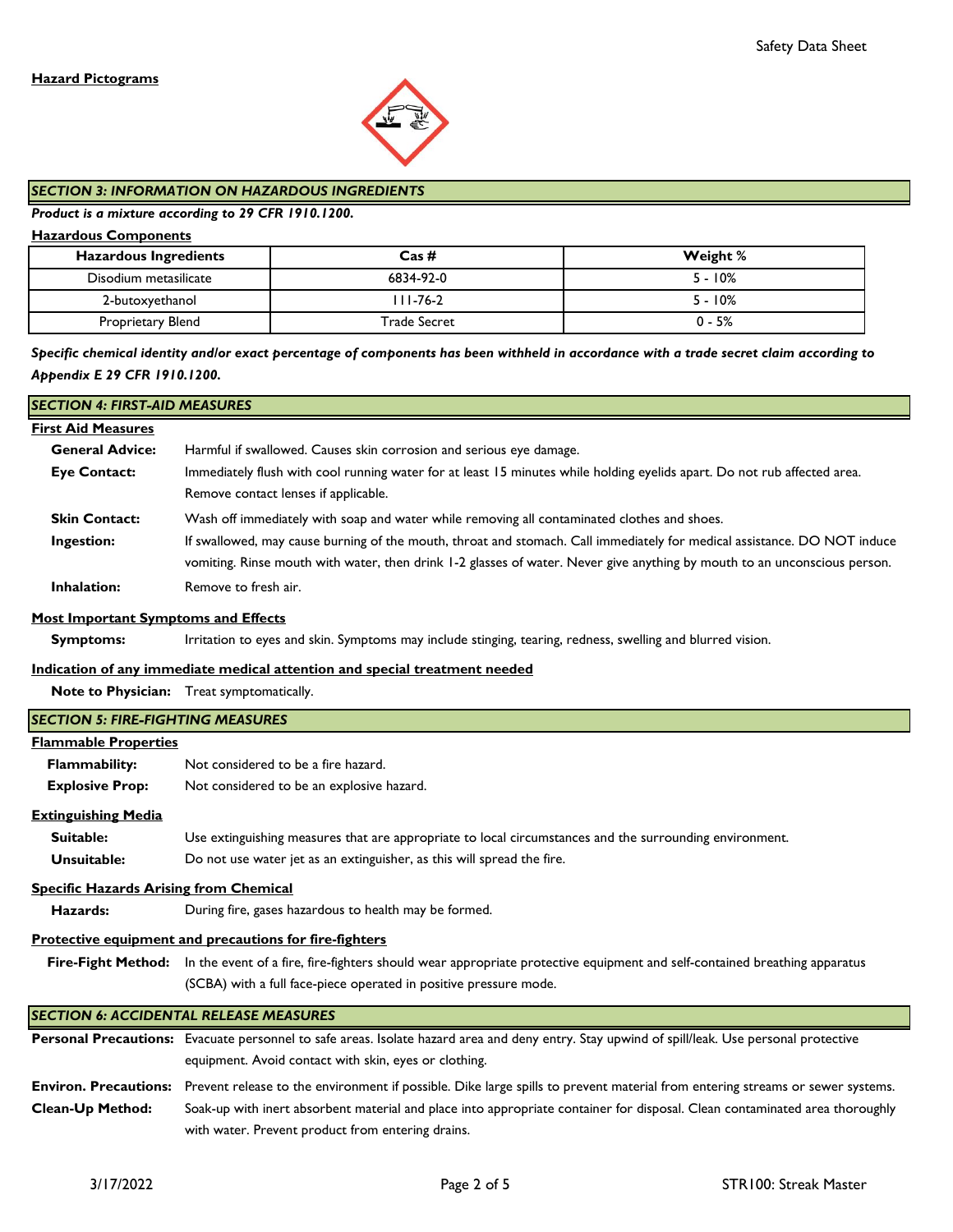**Hazard Pictograms**

## SECTION 3: INFORMATION ON HAZARDOUS INGREDIENTS

***Product is a mixture according to 29 CFR 1910.1200.***

**Hazardous Components**

| Hazardous Ingredients | Cas # | Weight % |
|---|---|---|
| Disodium metasilicate | 6834-92-0 | 5 - 10% |
| 2-butoxyethanol | 111-76-2 | 5 - 10% |
| Proprietary Blend | Trade Secret | 0 - 5% |

***Specific chemical identity and/or exact percentage of components has been withheld in accordance with a trade secret claim according to Appendix E 29 CFR 1910.1200.***

## SECTION 4: FIRST-AID MEASURES

**First Aid Measures**

**General Advice:** Harmful if swallowed. Causes skin corrosion and serious eye damage.

**Eye Contact:** Immediately flush with cool running water for at least 15 minutes while holding eyelids apart. Do not rub affected area. Remove contact lenses if applicable.

**Skin Contact:** Wash off immediately with soap and water while removing all contaminated clothes and shoes.

**Ingestion:** If swallowed, may cause burning of the mouth, throat and stomach. Call immediately for medical assistance. DO NOT induce vomiting. Rinse mouth with water, then drink 1-2 glasses of water. Never give anything by mouth to an unconscious person.

**Inhalation:** Remove to fresh air.

**Most Important Symptoms and Effects**

**Symptoms:** Irritation to eyes and skin. Symptoms may include stinging, tearing, redness, swelling and blurred vision.

**Indication of any immediate medical attention and special treatment needed**

**Note to Physician:** Treat symptomatically.

## SECTION 5: FIRE-FIGHTING MEASURES

**Flammable Properties**

**Flammability:** Not considered to be a fire hazard.

**Explosive Prop:** Not considered to be an explosive hazard.

**Extinguishing Media**

**Suitable:** Use extinguishing measures that are appropriate to local circumstances and the surrounding environment.

**Unsuitable:** Do not use water jet as an extinguisher, as this will spread the fire.

**Specific Hazards Arising from Chemical**

**Hazards:** During fire, gases hazardous to health may be formed.

**Protective equipment and precautions for fire-fighters**

**Fire-Fight Method:** In the event of a fire, fire-fighters should wear appropriate protective equipment and self-contained breathing apparatus (SCBA) with a full face-piece operated in positive pressure mode.

## SECTION 6: ACCIDENTAL RELEASE MEASURES

**Personal Precautions:** Evacuate personnel to safe areas. Isolate hazard area and deny entry. Stay upwind of spill/leak. Use personal protective equipment. Avoid contact with skin, eyes or clothing.

**Environ. Precautions:** Prevent release to the environment if possible. Dike large spills to prevent material from entering streams or sewer systems.

**Clean-Up Method:** Soak-up with inert absorbent material and place into appropriate container for disposal. Clean contaminated area thoroughly with water. Prevent product from entering drains.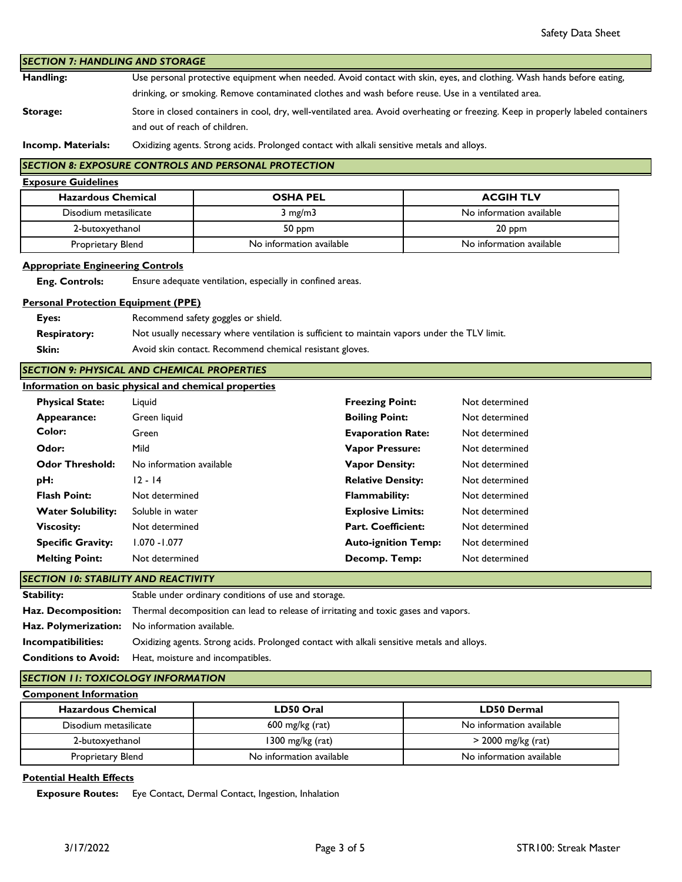## SECTION 7: HANDLING AND STORAGE

**Handling:** Use personal protective equipment when needed. Avoid contact with skin, eyes, and clothing. Wash hands before eating, drinking, or smoking. Remove contaminated clothes and wash before reuse. Use in a ventilated area.

**Storage:** Store in closed containers in cool, dry, well-ventilated area. Avoid overheating or freezing. Keep in properly labeled containers and out of reach of children.

**Incomp. Materials:** Oxidizing agents. Strong acids. Prolonged contact with alkali sensitive metals and alloys.

## SECTION 8: EXPOSURE CONTROLS AND PERSONAL PROTECTION

**Exposure Guidelines**

| Hazardous Chemical | OSHA PEL | ACGIH TLV |
|---|---|---|
| Disodium metasilicate | 3 mg/m3 | No information available |
| 2-butoxyethanol | 50 ppm | 20 ppm |
| Proprietary Blend | No information available | No information available |

**Appropriate Engineering Controls**

**Eng. Controls:** Ensure adequate ventilation, especially in confined areas.

**Personal Protection Equipment (PPE)**

**Eyes:** Recommend safety goggles or shield.

**Respiratory:** Not usually necessary where ventilation is sufficient to maintain vapors under the TLV limit.

**Skin:** Avoid skin contact. Recommend chemical resistant gloves.

## SECTION 9: PHYSICAL AND CHEMICAL PROPERTIES

**Information on basic physical and chemical properties**

| | | | |
|---|---|---|---|
| **Physical State:** | Liquid | **Freezing Point:** | Not determined |
| **Appearance:** | Green liquid | **Boiling Point:** | Not determined |
| **Color:** | Green | **Evaporation Rate:** | Not determined |
| **Odor:** | Mild | **Vapor Pressure:** | Not determined |
| **Odor Threshold:** | No information available | **Vapor Density:** | Not determined |
| **pH:** | 12 - 14 | **Relative Density:** | Not determined |
| **Flash Point:** | Not determined | **Flammability:** | Not determined |
| **Water Solubility:** | Soluble in water | **Explosive Limits:** | Not determined |
| **Viscosity:** | Not determined | **Part. Coefficient:** | Not determined |
| **Specific Gravity:** | 1.070 -1.077 | **Auto-ignition Temp:** | Not determined |
| **Melting Point:** | Not determined | **Decomp. Temp:** | Not determined |

## SECTION 10: STABILITY AND REACTIVITY

**Stability:** Stable under ordinary conditions of use and storage.

**Haz. Decomposition:** Thermal decomposition can lead to release of irritating and toxic gases and vapors.

**Haz. Polymerization:** No information available.

**Incompatibilities:** Oxidizing agents. Strong acids. Prolonged contact with alkali sensitive metals and alloys.

**Conditions to Avoid:** Heat, moisture and incompatibles.

## SECTION 11: TOXICOLOGY INFORMATION

**Component Information**

| Hazardous Chemical | LD50 Oral | LD50 Dermal |
|---|---|---|
| Disodium metasilicate | 600 mg/kg (rat) | No information available |
| 2-butoxyethanol | 1300 mg/kg (rat) | > 2000 mg/kg (rat) |
| Proprietary Blend | No information available | No information available |

**Potential Health Effects**

**Exposure Routes:** Eye Contact, Dermal Contact, Ingestion, Inhalation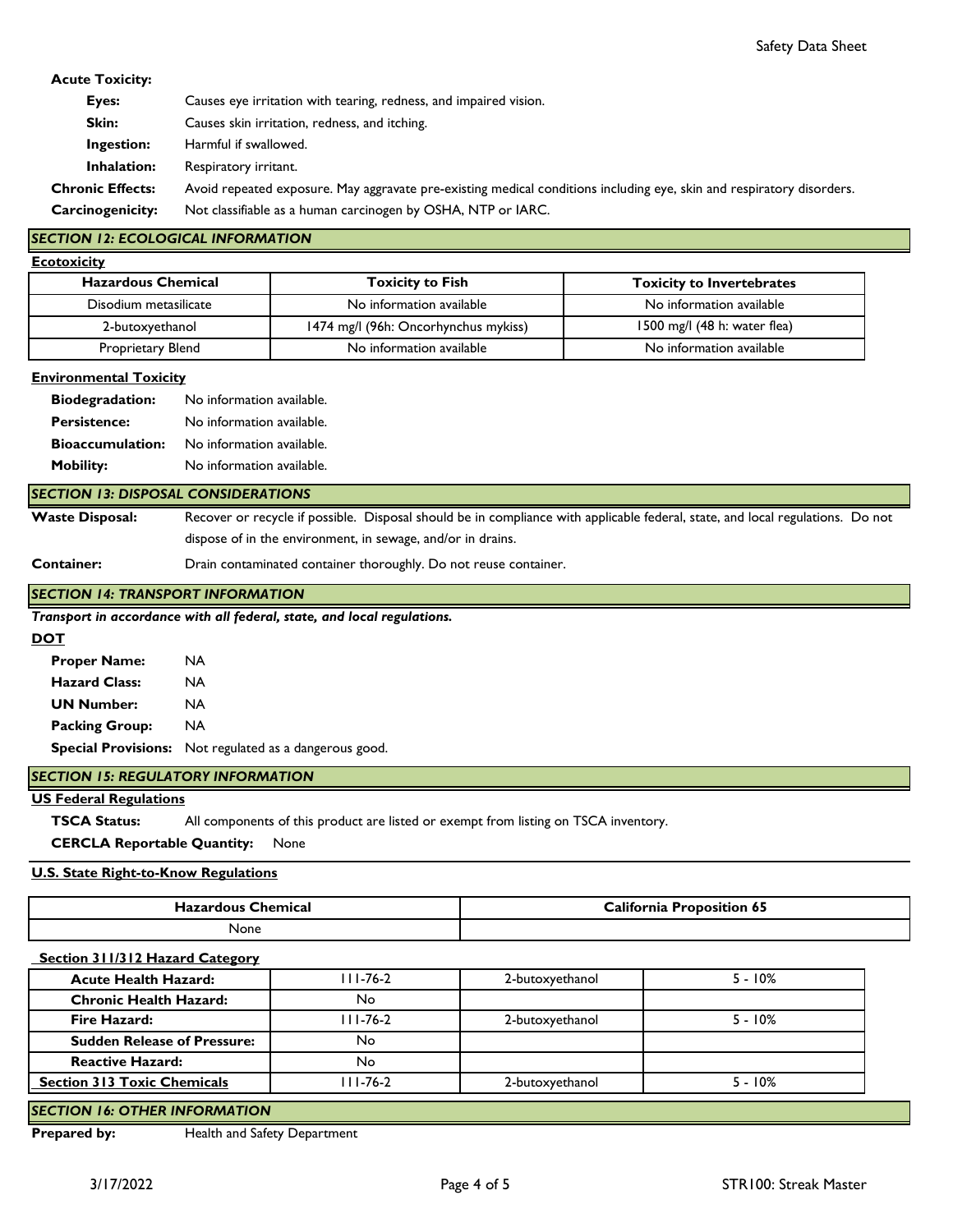**Acute Toxicity:**

**Eyes:** Causes eye irritation with tearing, redness, and impaired vision.

**Skin:** Causes skin irritation, redness, and itching.

**Ingestion:** Harmful if swallowed.

**Inhalation:** Respiratory irritant.

**Chronic Effects:** Avoid repeated exposure. May aggravate pre-existing medical conditions including eye, skin and respiratory disorders.

**Carcinogenicity:** Not classifiable as a human carcinogen by OSHA, NTP or IARC.

## *SECTION 12: ECOLOGICAL INFORMATION*

**Ecotoxicity**

| Hazardous Chemical | Toxicity to Fish | Toxicity to Invertebrates |
|---|---|---|
| Disodium metasilicate | No information available | No information available |
| 2-butoxyethanol | 1474 mg/l (96h: Oncorhynchus mykiss) | 1500 mg/l (48 h: water flea) |
| Proprietary Blend | No information available | No information available |

**Environmental Toxicity**

**Biodegradation:** No information available.

**Persistence:** No information available.

**Bioaccumulation:** No information available.

**Mobility:** No information available.

## *SECTION 13: DISPOSAL CONSIDERATIONS*

**Waste Disposal:** Recover or recycle if possible. Disposal should be in compliance with applicable federal, state, and local regulations. Do not dispose of in the environment, in sewage, and/or in drains.

**Container:** Drain contaminated container thoroughly. Do not reuse container.

## *SECTION 14: TRANSPORT INFORMATION*

***Transport in accordance with all federal, state, and local regulations.***

**DOT**

**Proper Name:** NA

**Hazard Class:** NA

**UN Number:** NA

**Packing Group:** NA

**Special Provisions:** Not regulated as a dangerous good.

## *SECTION 15: REGULATORY INFORMATION*

**US Federal Regulations**

**TSCA Status:** All components of this product are listed or exempt from listing on TSCA inventory.

**CERCLA Reportable Quantity:** None

**U.S. State Right-to-Know Regulations**

| Hazardous Chemical | California Proposition 65 |
|---|---|
| None | |

**Section 311/312 Hazard Category**

| | | | |
|---|---|---|---|
| **Acute Health Hazard:** | 111-76-2 | 2-butoxyethanol | 5 - 10% |
| **Chronic Health Hazard:** | No | | |
| **Fire Hazard:** | 111-76-2 | 2-butoxyethanol | 5 - 10% |
| **Sudden Release of Pressure:** | No | | |
| **Reactive Hazard:** | No | | |
| **Section 313 Toxic Chemicals** | 111-76-2 | 2-butoxyethanol | 5 - 10% |

## *SECTION 16: OTHER INFORMATION*

**Prepared by:** Health and Safety Department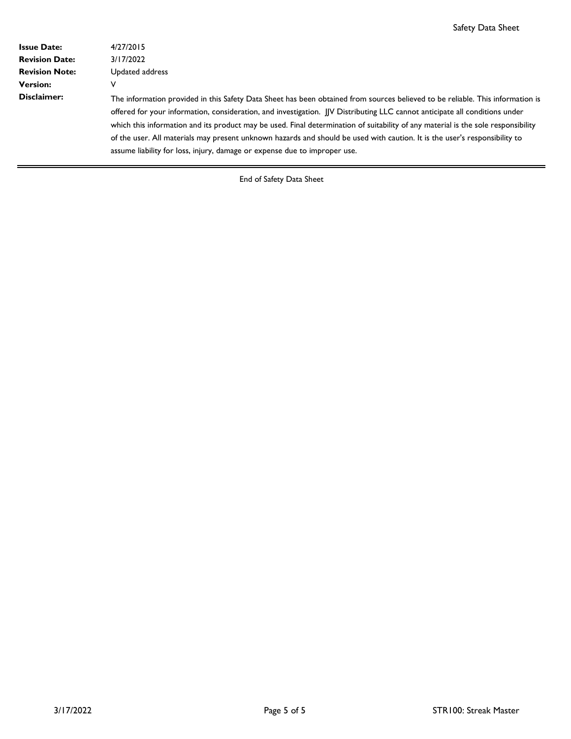**Issue Date:** 4/27/2015

**Revision Date:** 3/17/2022

**Revision Note:** Updated address

**Version:** V

**Disclaimer:** The information provided in this Safety Data Sheet has been obtained from sources believed to be reliable. This information is offered for your information, consideration, and investigation. JJV Distributing LLC cannot anticipate all conditions under which this information and its product may be used. Final determination of suitability of any material is the sole responsibility of the user. All materials may present unknown hazards and should be used with caution. It is the user's responsibility to assume liability for loss, injury, damage or expense due to improper use.

---

End of Safety Data Sheet